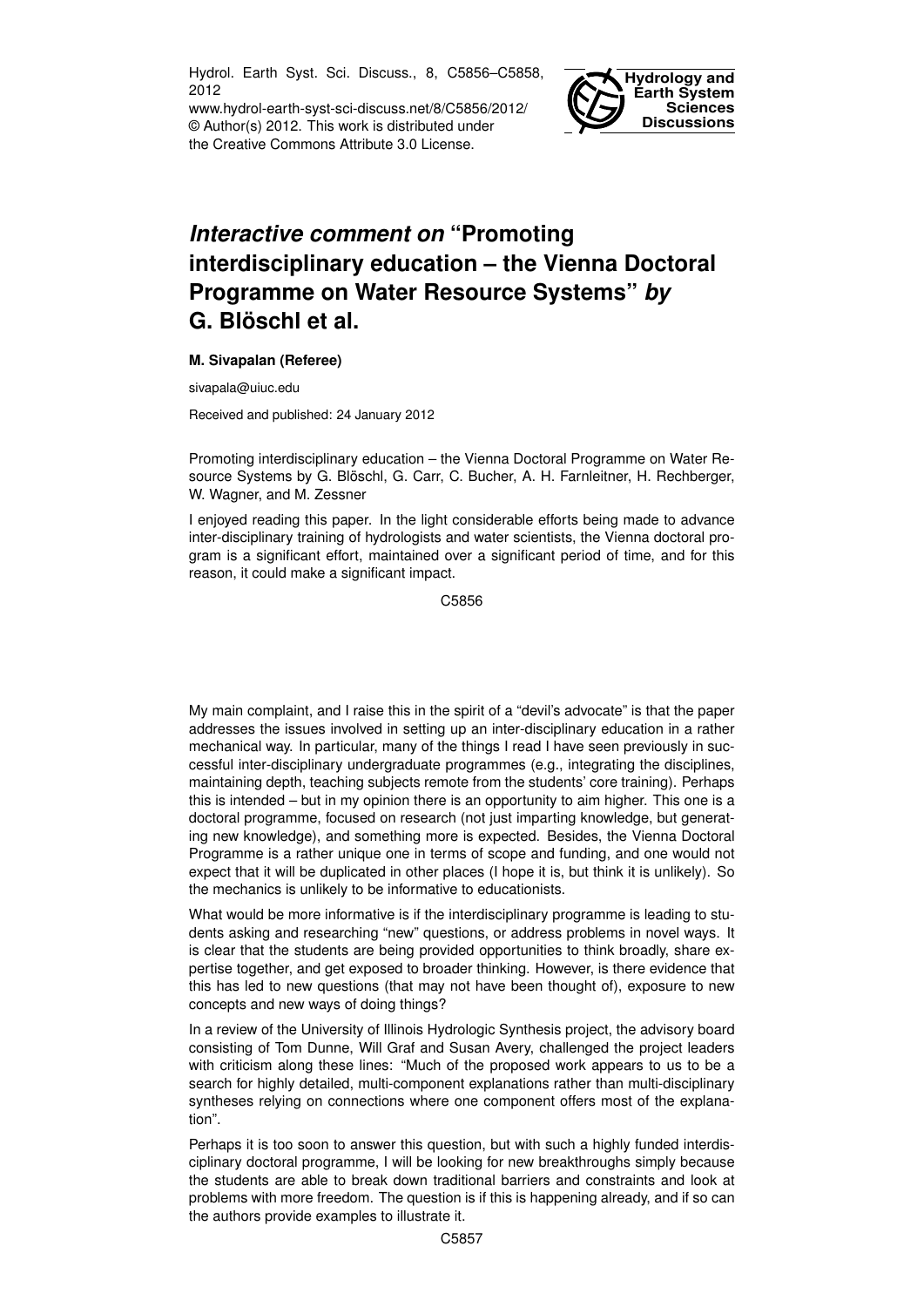# *Interactive comment on* "Promoting interdisciplinary education – the Vienna Doctoral Programme on Water Resource Systems" *by* G. Blöschl et al.

**M. Sivapalan (Referee)**

sivapala@uiuc.edu

Received and published: 24 January 2012

Promoting interdisciplinary education – the Vienna Doctoral Programme on Water Resource Systems by G. Blöschl, G. Carr, C. Bucher, A. H. Farnleitner, H. Rechberger, W. Wagner, and M. Zessner

I enjoyed reading this paper. In the light considerable efforts being made to advance inter-disciplinary training of hydrologists and water scientists, the Vienna doctoral program is a significant effort, maintained over a significant period of time, and for this reason, it could make a significant impact.

My main complaint, and I raise this in the spirit of a "devil's advocate" is that the paper addresses the issues involved in setting up an inter-disciplinary education in a rather mechanical way. In particular, many of the things I read I have seen previously in successful inter-disciplinary undergraduate programmes (e.g., integrating the disciplines, maintaining depth, teaching subjects remote from the students' core training). Perhaps this is intended – but in my opinion there is an opportunity to aim higher. This one is a doctoral programme, focused on research (not just imparting knowledge, but generating new knowledge), and something more is expected. Besides, the Vienna Doctoral Programme is a rather unique one in terms of scope and funding, and one would not expect that it will be duplicated in other places (I hope it is, but think it is unlikely). So the mechanics is unlikely to be informative to educationists.

What would be more informative is if the interdisciplinary programme is leading to students asking and researching "new" questions, or address problems in novel ways. It is clear that the students are being provided opportunities to think broadly, share expertise together, and get exposed to broader thinking. However, is there evidence that this has led to new questions (that may not have been thought of), exposure to new concepts and new ways of doing things?

In a review of the University of Illinois Hydrologic Synthesis project, the advisory board consisting of Tom Dunne, Will Graf and Susan Avery, challenged the project leaders with criticism along these lines: "Much of the proposed work appears to us to be a search for highly detailed, multi-component explanations rather than multi-disciplinary syntheses relying on connections where one component offers most of the explanation".

Perhaps it is too soon to answer this question, but with such a highly funded interdisciplinary doctoral programme, I will be looking for new breakthroughs simply because the students are able to break down traditional barriers and constraints and look at problems with more freedom. The question is if this is happening already, and if so can the authors provide examples to illustrate it.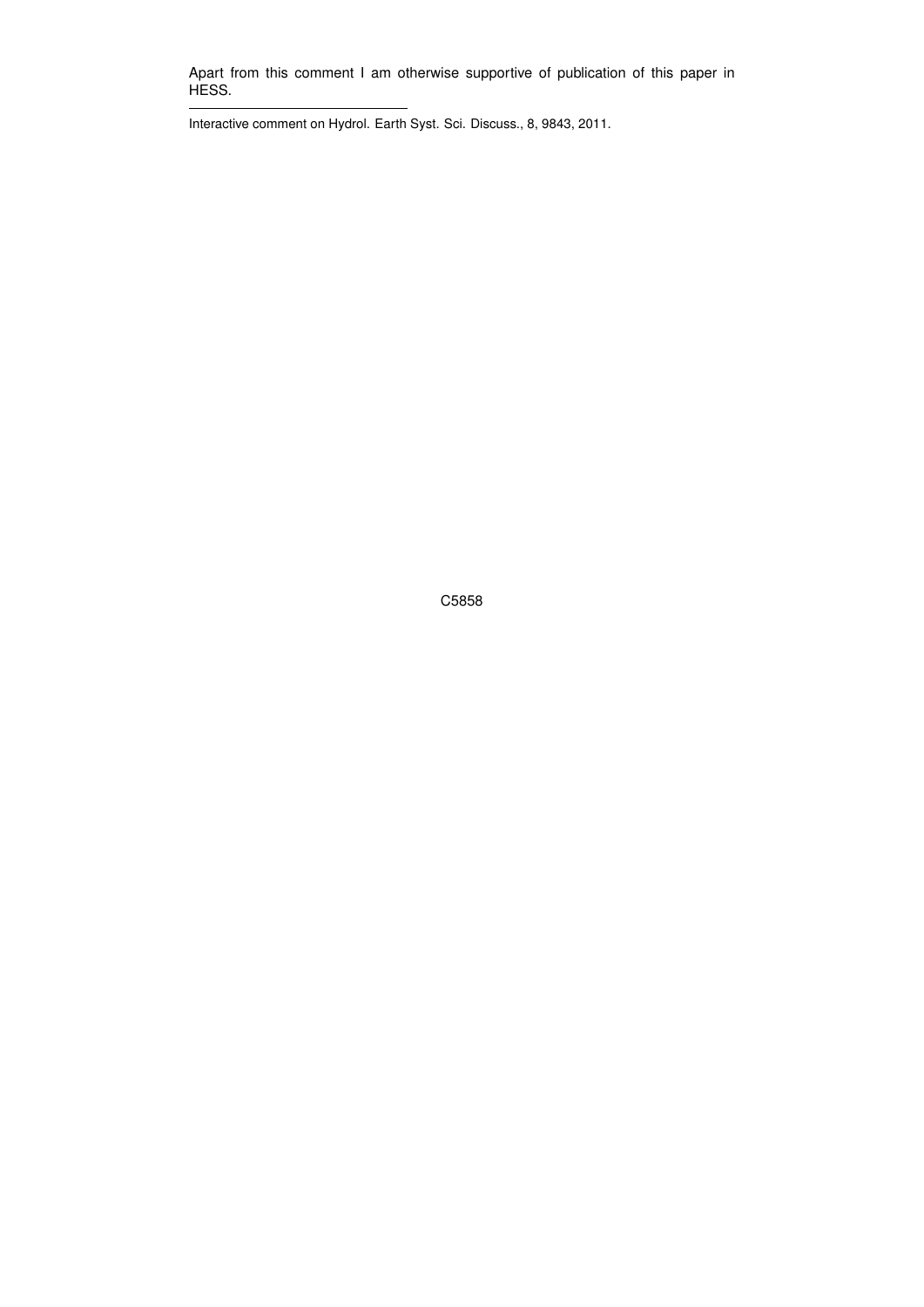Apart from this comment I am otherwise supportive of publication of this paper in HESS.

---

Interactive comment on Hydrol. Earth Syst. Sci. Discuss., 8, 9843, 2011.